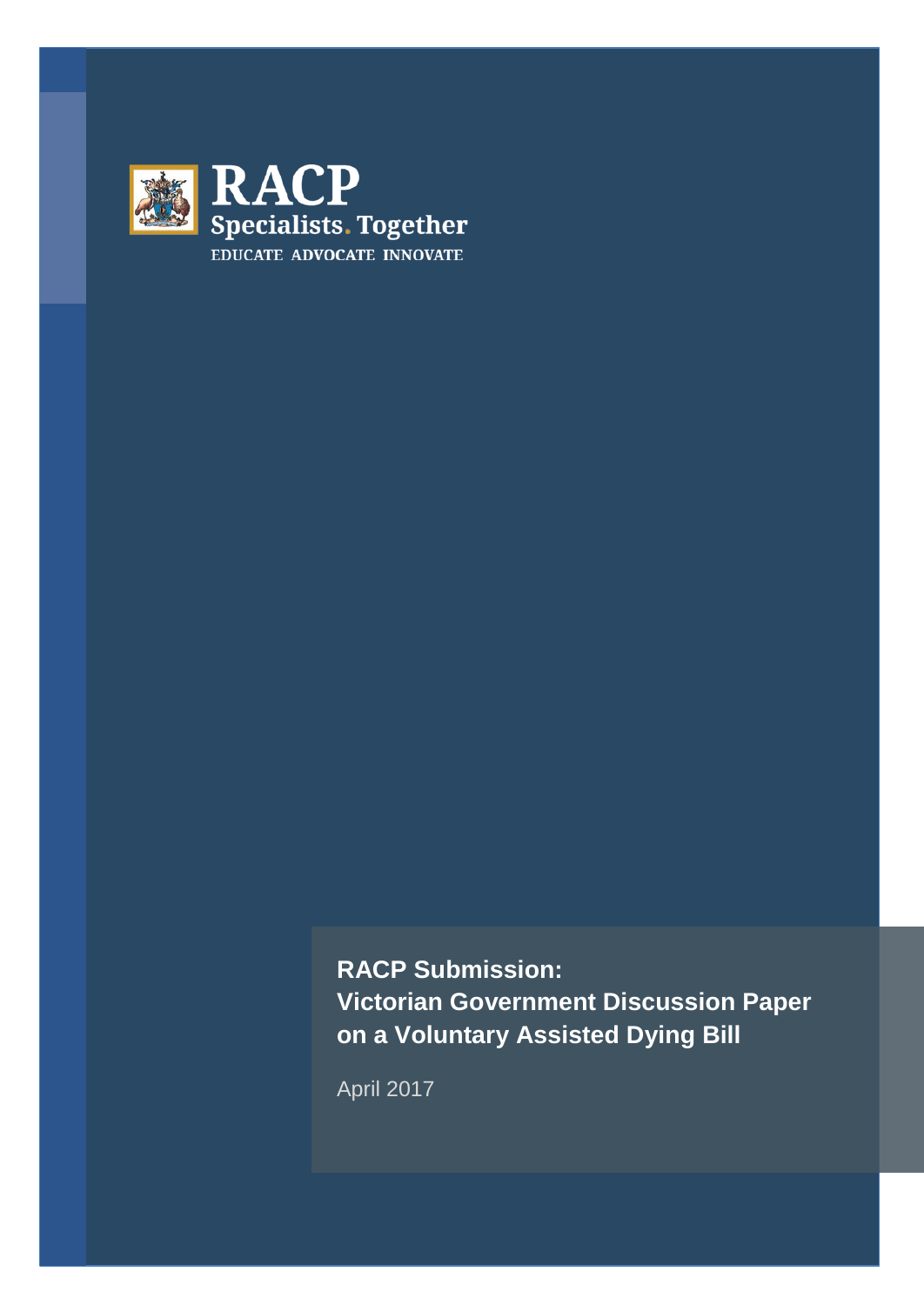RACP

Specialists. Together

EDUCATE ADVOCATE INNOVATE

# RACP Submission: Victorian Government Discussion Paper on a Voluntary Assisted Dying Bill

April 2017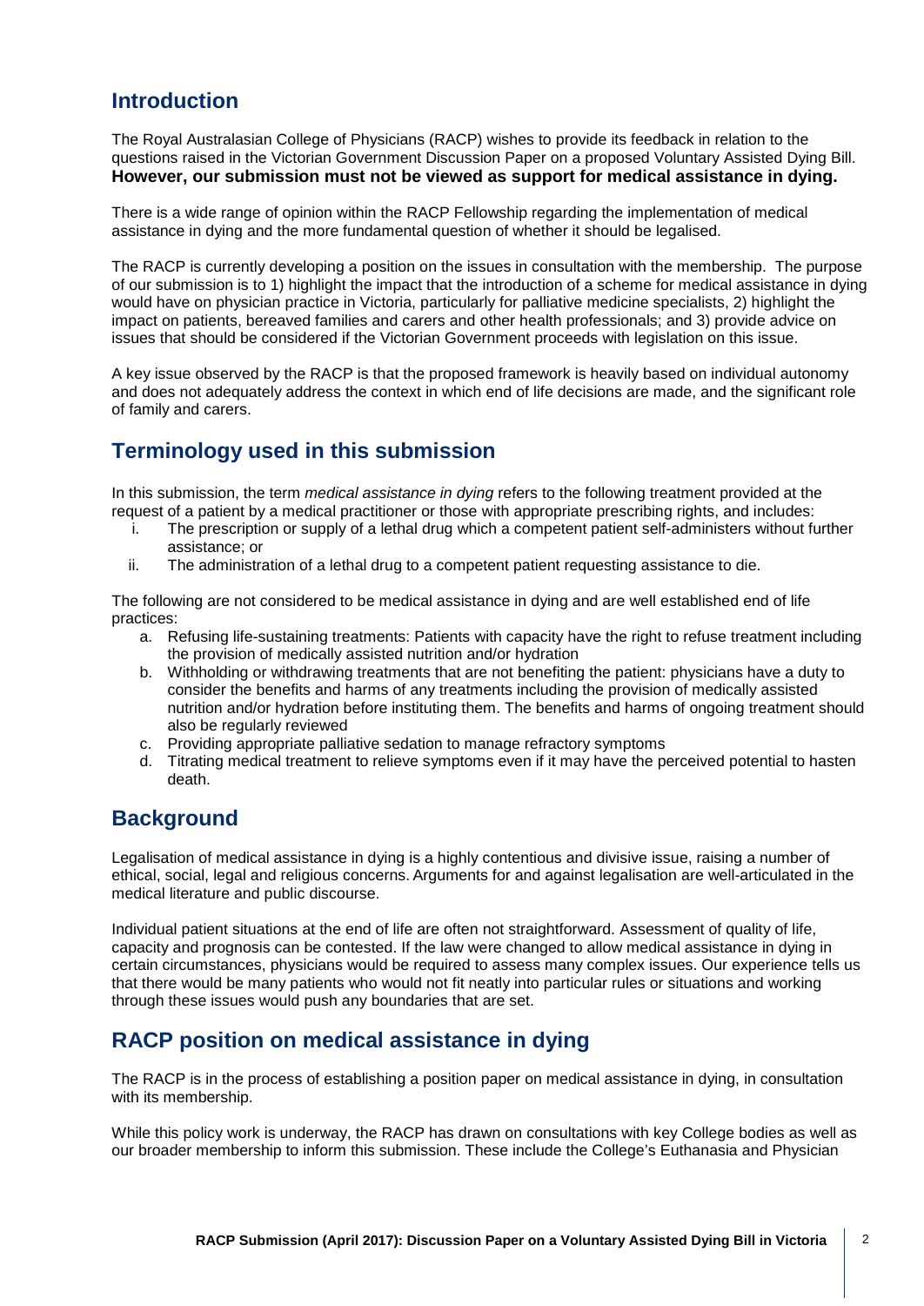## Introduction

The Royal Australasian College of Physicians (RACP) wishes to provide its feedback in relation to the questions raised in the Victorian Government Discussion Paper on a proposed Voluntary Assisted Dying Bill. **However, our submission must not be viewed as support for medical assistance in dying.**

There is a wide range of opinion within the RACP Fellowship regarding the implementation of medical assistance in dying and the more fundamental question of whether it should be legalised.

The RACP is currently developing a position on the issues in consultation with the membership. The purpose of our submission is to 1) highlight the impact that the introduction of a scheme for medical assistance in dying would have on physician practice in Victoria, particularly for palliative medicine specialists, 2) highlight the impact on patients, bereaved families and carers and other health professionals; and 3) provide advice on issues that should be considered if the Victorian Government proceeds with legislation on this issue.

A key issue observed by the RACP is that the proposed framework is heavily based on individual autonomy and does not adequately address the context in which end of life decisions are made, and the significant role of family and carers.

## Terminology used in this submission

In this submission, the term *medical assistance in dying* refers to the following treatment provided at the request of a patient by a medical practitioner or those with appropriate prescribing rights, and includes:

i. The prescription or supply of a lethal drug which a competent patient self-administers without further assistance; or
ii. The administration of a lethal drug to a competent patient requesting assistance to die.

The following are not considered to be medical assistance in dying and are well established end of life practices:

a. Refusing life-sustaining treatments: Patients with capacity have the right to refuse treatment including the provision of medically assisted nutrition and/or hydration
b. Withholding or withdrawing treatments that are not benefiting the patient: physicians have a duty to consider the benefits and harms of any treatments including the provision of medically assisted nutrition and/or hydration before instituting them. The benefits and harms of ongoing treatment should also be regularly reviewed
c. Providing appropriate palliative sedation to manage refractory symptoms
d. Titrating medical treatment to relieve symptoms even if it may have the perceived potential to hasten death.

## Background

Legalisation of medical assistance in dying is a highly contentious and divisive issue, raising a number of ethical, social, legal and religious concerns. Arguments for and against legalisation are well-articulated in the medical literature and public discourse.

Individual patient situations at the end of life are often not straightforward. Assessment of quality of life, capacity and prognosis can be contested. If the law were changed to allow medical assistance in dying in certain circumstances, physicians would be required to assess many complex issues. Our experience tells us that there would be many patients who would not fit neatly into particular rules or situations and working through these issues would push any boundaries that are set.

## RACP position on medical assistance in dying

The RACP is in the process of establishing a position paper on medical assistance in dying, in consultation with its membership.

While this policy work is underway, the RACP has drawn on consultations with key College bodies as well as our broader membership to inform this submission. These include the College's Euthanasia and Physician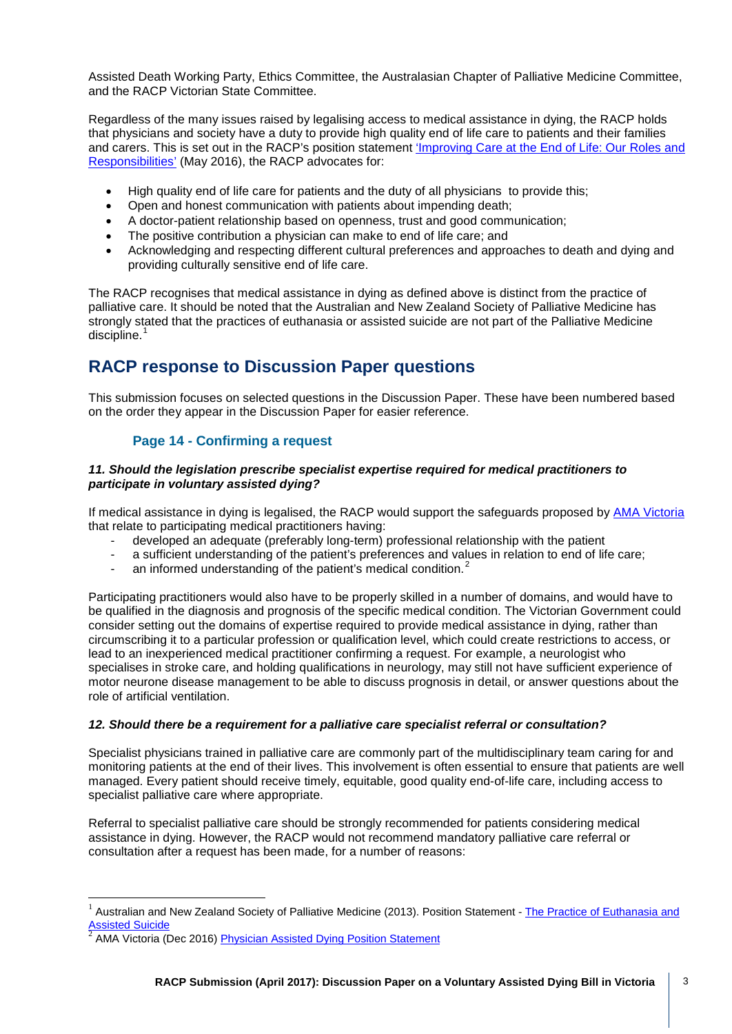Assisted Death Working Party, Ethics Committee, the Australasian Chapter of Palliative Medicine Committee, and the RACP Victorian State Committee.

Regardless of the many issues raised by legalising access to medical assistance in dying, the RACP holds that physicians and society have a duty to provide high quality end of life care to patients and their families and carers. This is set out in the RACP's position statement 'Improving Care at the End of Life: Our Roles and Responsibilities' (May 2016), the RACP advocates for:

- High quality end of life care for patients and the duty of all physicians to provide this;
- Open and honest communication with patients about impending death;
- A doctor-patient relationship based on openness, trust and good communication;
- The positive contribution a physician can make to end of life care; and
- Acknowledging and respecting different cultural preferences and approaches to death and dying and providing culturally sensitive end of life care.

The RACP recognises that medical assistance in dying as defined above is distinct from the practice of palliative care. It should be noted that the Australian and New Zealand Society of Palliative Medicine has strongly stated that the practices of euthanasia or assisted suicide are not part of the Palliative Medicine discipline.[1]

## RACP response to Discussion Paper questions

This submission focuses on selected questions in the Discussion Paper. These have been numbered based on the order they appear in the Discussion Paper for easier reference.

### Page 14 - Confirming a request

***11. Should the legislation prescribe specialist expertise required for medical practitioners to participate in voluntary assisted dying?***

If medical assistance in dying is legalised, the RACP would support the safeguards proposed by AMA Victoria that relate to participating medical practitioners having:

- developed an adequate (preferably long-term) professional relationship with the patient
- a sufficient understanding of the patient's preferences and values in relation to end of life care;
- an informed understanding of the patient's medical condition.[2]

Participating practitioners would also have to be properly skilled in a number of domains, and would have to be qualified in the diagnosis and prognosis of the specific medical condition. The Victorian Government could consider setting out the domains of expertise required to provide medical assistance in dying, rather than circumscribing it to a particular profession or qualification level, which could create restrictions to access, or lead to an inexperienced medical practitioner confirming a request. For example, a neurologist who specialises in stroke care, and holding qualifications in neurology, may still not have sufficient experience of motor neurone disease management to be able to discuss prognosis in detail, or answer questions about the role of artificial ventilation.

***12. Should there be a requirement for a palliative care specialist referral or consultation?***

Specialist physicians trained in palliative care are commonly part of the multidisciplinary team caring for and monitoring patients at the end of their lives. This involvement is often essential to ensure that patients are well managed. Every patient should receive timely, equitable, good quality end-of-life care, including access to specialist palliative care where appropriate.

Referral to specialist palliative care should be strongly recommended for patients considering medical assistance in dying. However, the RACP would not recommend mandatory palliative care referral or consultation after a request has been made, for a number of reasons:

---

[1] Australian and New Zealand Society of Palliative Medicine (2013). Position Statement - The Practice of Euthanasia and Assisted Suicide

[2] AMA Victoria (Dec 2016) Physician Assisted Dying Position Statement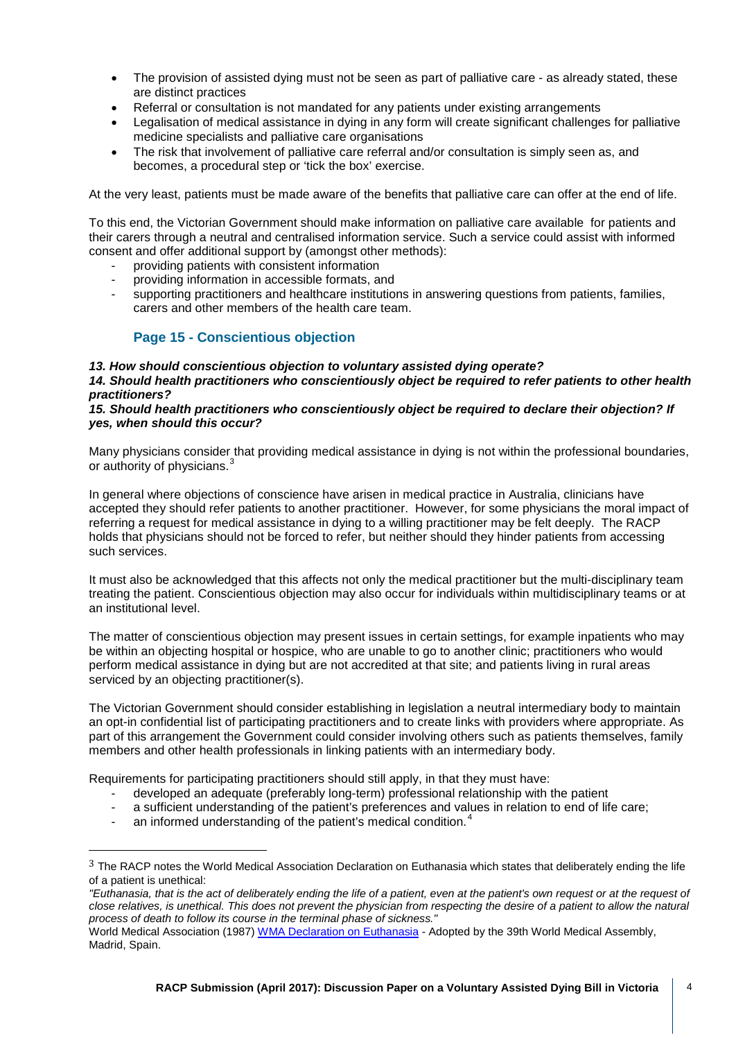- The provision of assisted dying must not be seen as part of palliative care - as already stated, these are distinct practices
- Referral or consultation is not mandated for any patients under existing arrangements
- Legalisation of medical assistance in dying in any form will create significant challenges for palliative medicine specialists and palliative care organisations
- The risk that involvement of palliative care referral and/or consultation is simply seen as, and becomes, a procedural step or 'tick the box' exercise.

At the very least, patients must be made aware of the benefits that palliative care can offer at the end of life.

To this end, the Victorian Government should make information on palliative care available for patients and their carers through a neutral and centralised information service. Such a service could assist with informed consent and offer additional support by (amongst other methods):

- providing patients with consistent information
- providing information in accessible formats, and
- supporting practitioners and healthcare institutions in answering questions from patients, families, carers and other members of the health care team.

## Page 15 - Conscientious objection

***13. How should conscientious objection to voluntary assisted dying operate?***
***14. Should health practitioners who conscientiously object be required to refer patients to other health practitioners?***
***15. Should health practitioners who conscientiously object be required to declare their objection? If yes, when should this occur?***

Many physicians consider that providing medical assistance in dying is not within the professional boundaries, or authority of physicians.[3]

In general where objections of conscience have arisen in medical practice in Australia, clinicians have accepted they should refer patients to another practitioner. However, for some physicians the moral impact of referring a request for medical assistance in dying to a willing practitioner may be felt deeply. The RACP holds that physicians should not be forced to refer, but neither should they hinder patients from accessing such services.

It must also be acknowledged that this affects not only the medical practitioner but the multi-disciplinary team treating the patient. Conscientious objection may also occur for individuals within multidisciplinary teams or at an institutional level.

The matter of conscientious objection may present issues in certain settings, for example inpatients who may be within an objecting hospital or hospice, who are unable to go to another clinic; practitioners who would perform medical assistance in dying but are not accredited at that site; and patients living in rural areas serviced by an objecting practitioner(s).

The Victorian Government should consider establishing in legislation a neutral intermediary body to maintain an opt-in confidential list of participating practitioners and to create links with providers where appropriate. As part of this arrangement the Government could consider involving others such as patients themselves, family members and other health professionals in linking patients with an intermediary body.

Requirements for participating practitioners should still apply, in that they must have:

- developed an adequate (preferably long-term) professional relationship with the patient
- a sufficient understanding of the patient's preferences and values in relation to end of life care;
- an informed understanding of the patient's medical condition.[4]

---

[3] The RACP notes the World Medical Association Declaration on Euthanasia which states that deliberately ending the life of a patient is unethical:
*"Euthanasia, that is the act of deliberately ending the life of a patient, even at the patient's own request or at the request of close relatives, is unethical. This does not prevent the physician from respecting the desire of a patient to allow the natural process of death to follow its course in the terminal phase of sickness."*
World Medical Association (1987) WMA Declaration on Euthanasia - Adopted by the 39th World Medical Assembly, Madrid, Spain.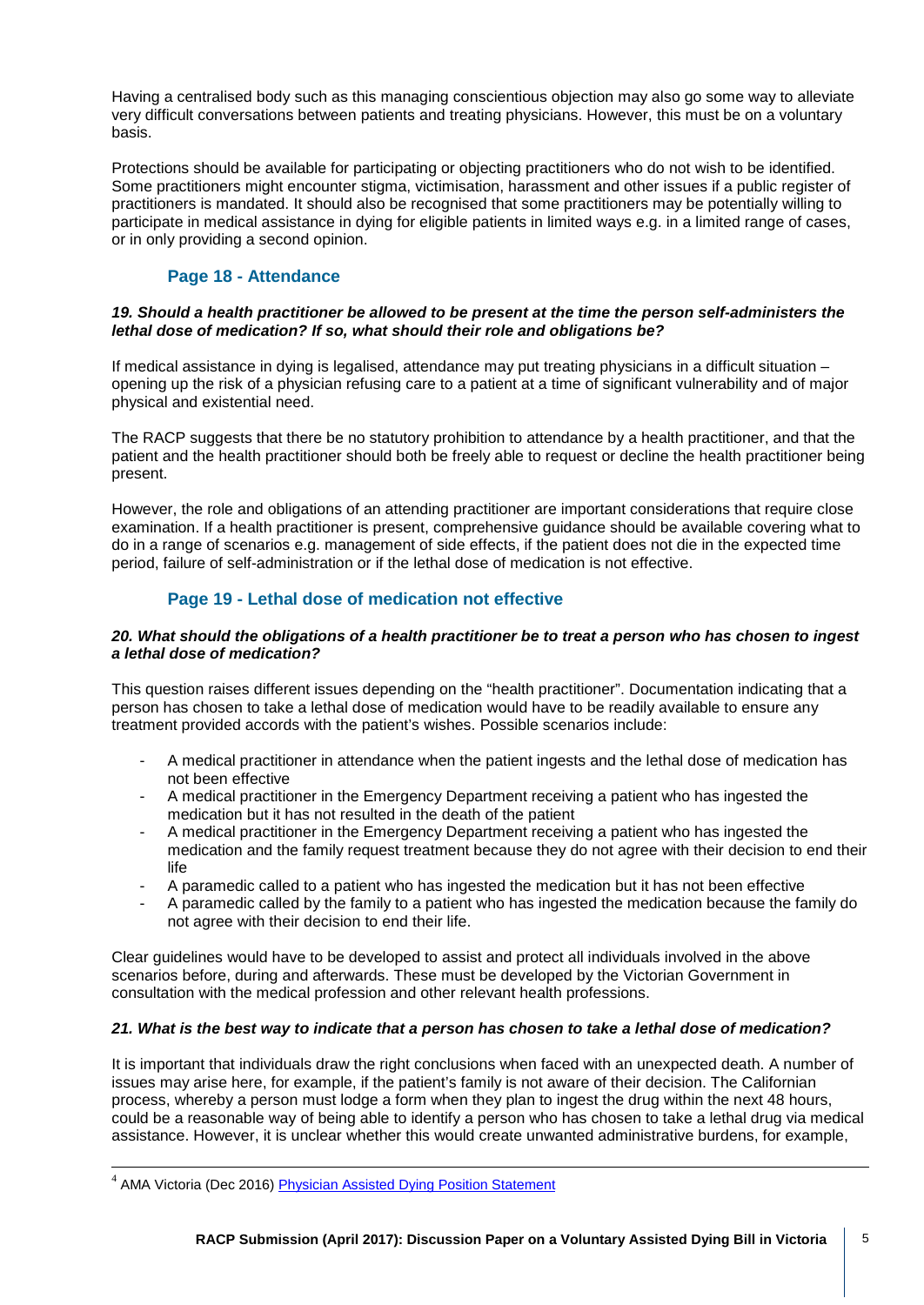Having a centralised body such as this managing conscientious objection may also go some way to alleviate very difficult conversations between patients and treating physicians. However, this must be on a voluntary basis.

Protections should be available for participating or objecting practitioners who do not wish to be identified. Some practitioners might encounter stigma, victimisation, harassment and other issues if a public register of practitioners is mandated. It should also be recognised that some practitioners may be potentially willing to participate in medical assistance in dying for eligible patients in limited ways e.g. in a limited range of cases, or in only providing a second opinion.

## Page 18 - Attendance

***19. Should a health practitioner be allowed to be present at the time the person self-administers the lethal dose of medication? If so, what should their role and obligations be?***

If medical assistance in dying is legalised, attendance may put treating physicians in a difficult situation – opening up the risk of a physician refusing care to a patient at a time of significant vulnerability and of major physical and existential need.

The RACP suggests that there be no statutory prohibition to attendance by a health practitioner, and that the patient and the health practitioner should both be freely able to request or decline the health practitioner being present.

However, the role and obligations of an attending practitioner are important considerations that require close examination. If a health practitioner is present, comprehensive guidance should be available covering what to do in a range of scenarios e.g. management of side effects, if the patient does not die in the expected time period, failure of self-administration or if the lethal dose of medication is not effective.

## Page 19 - Lethal dose of medication not effective

***20. What should the obligations of a health practitioner be to treat a person who has chosen to ingest a lethal dose of medication?***

This question raises different issues depending on the "health practitioner". Documentation indicating that a person has chosen to take a lethal dose of medication would have to be readily available to ensure any treatment provided accords with the patient's wishes. Possible scenarios include:

- A medical practitioner in attendance when the patient ingests and the lethal dose of medication has not been effective
- A medical practitioner in the Emergency Department receiving a patient who has ingested the medication but it has not resulted in the death of the patient
- A medical practitioner in the Emergency Department receiving a patient who has ingested the medication and the family request treatment because they do not agree with their decision to end their life
- A paramedic called to a patient who has ingested the medication but it has not been effective
- A paramedic called by the family to a patient who has ingested the medication because the family do not agree with their decision to end their life.

Clear guidelines would have to be developed to assist and protect all individuals involved in the above scenarios before, during and afterwards. These must be developed by the Victorian Government in consultation with the medical profession and other relevant health professions.

***21. What is the best way to indicate that a person has chosen to take a lethal dose of medication?***

It is important that individuals draw the right conclusions when faced with an unexpected death. A number of issues may arise here, for example, if the patient's family is not aware of their decision. The Californian process, whereby a person must lodge a form when they plan to ingest the drug within the next 48 hours, could be a reasonable way of being able to identify a person who has chosen to take a lethal drug via medical assistance. However, it is unclear whether this would create unwanted administrative burdens, for example,

[4] AMA Victoria (Dec 2016) Physician Assisted Dying Position Statement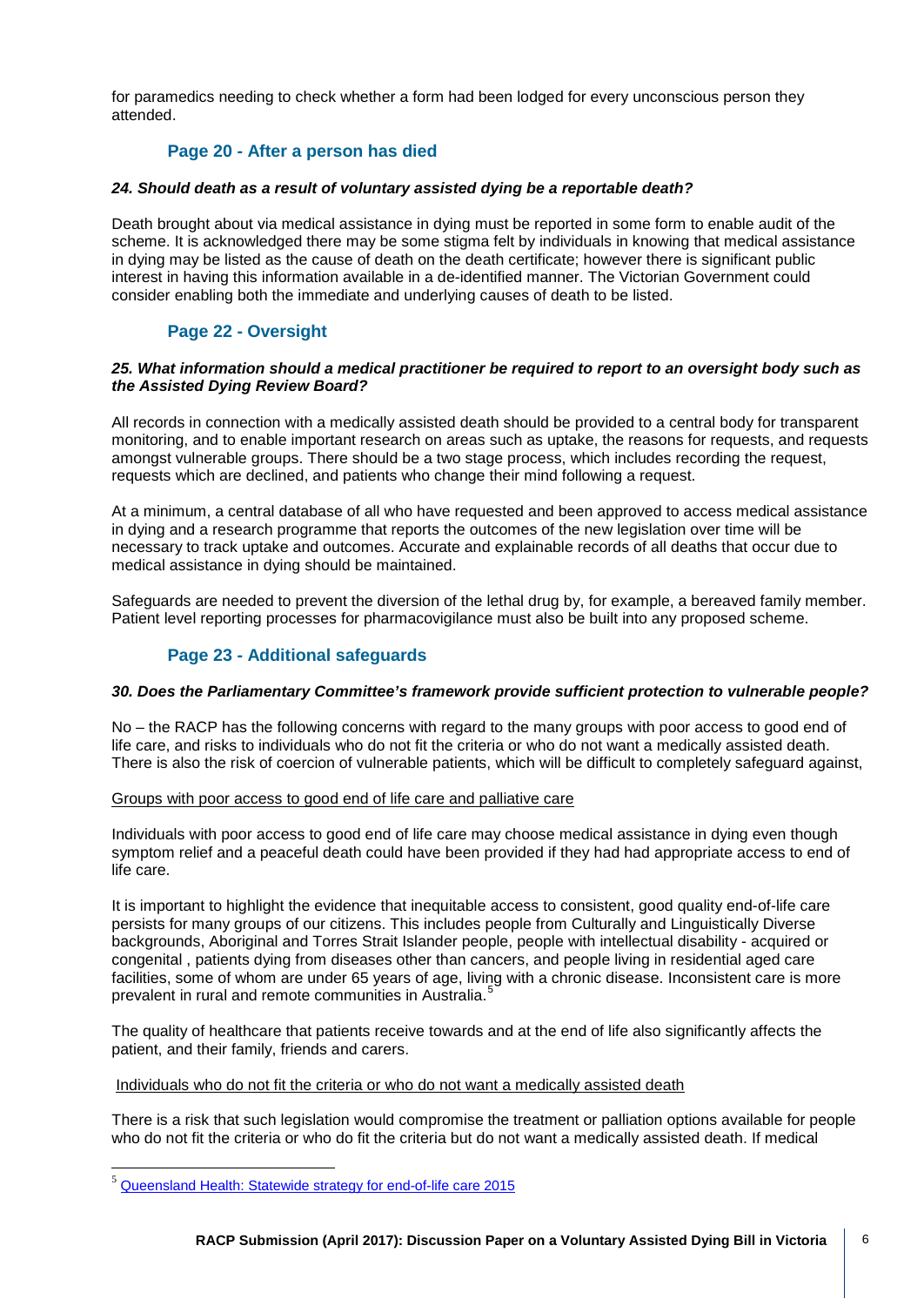for paramedics needing to check whether a form had been lodged for every unconscious person they attended.

### Page 20 - After a person has died

***24. Should death as a result of voluntary assisted dying be a reportable death?***

Death brought about via medical assistance in dying must be reported in some form to enable audit of the scheme. It is acknowledged there may be some stigma felt by individuals in knowing that medical assistance in dying may be listed as the cause of death on the death certificate; however there is significant public interest in having this information available in a de-identified manner. The Victorian Government could consider enabling both the immediate and underlying causes of death to be listed.

### Page 22 - Oversight

***25. What information should a medical practitioner be required to report to an oversight body such as the Assisted Dying Review Board?***

All records in connection with a medically assisted death should be provided to a central body for transparent monitoring, and to enable important research on areas such as uptake, the reasons for requests, and requests amongst vulnerable groups. There should be a two stage process, which includes recording the request, requests which are declined, and patients who change their mind following a request.

At a minimum, a central database of all who have requested and been approved to access medical assistance in dying and a research programme that reports the outcomes of the new legislation over time will be necessary to track uptake and outcomes. Accurate and explainable records of all deaths that occur due to medical assistance in dying should be maintained.

Safeguards are needed to prevent the diversion of the lethal drug by, for example, a bereaved family member. Patient level reporting processes for pharmacovigilance must also be built into any proposed scheme.

### Page 23 - Additional safeguards

***30. Does the Parliamentary Committee's framework provide sufficient protection to vulnerable people?***

No – the RACP has the following concerns with regard to the many groups with poor access to good end of life care, and risks to individuals who do not fit the criteria or who do not want a medically assisted death. There is also the risk of coercion of vulnerable patients, which will be difficult to completely safeguard against,

Groups with poor access to good end of life care and palliative care

Individuals with poor access to good end of life care may choose medical assistance in dying even though symptom relief and a peaceful death could have been provided if they had had appropriate access to end of life care.

It is important to highlight the evidence that inequitable access to consistent, good quality end-of-life care persists for many groups of our citizens. This includes people from Culturally and Linguistically Diverse backgrounds, Aboriginal and Torres Strait Islander people, people with intellectual disability - acquired or congenital , patients dying from diseases other than cancers, and people living in residential aged care facilities, some of whom are under 65 years of age, living with a chronic disease. Inconsistent care is more prevalent in rural and remote communities in Australia.[5]

The quality of healthcare that patients receive towards and at the end of life also significantly affects the patient, and their family, friends and carers.

Individuals who do not fit the criteria or who do not want a medically assisted death

There is a risk that such legislation would compromise the treatment or palliation options available for people who do not fit the criteria or who do fit the criteria but do not want a medically assisted death. If medical

[5] Queensland Health: Statewide strategy for end-of-life care 2015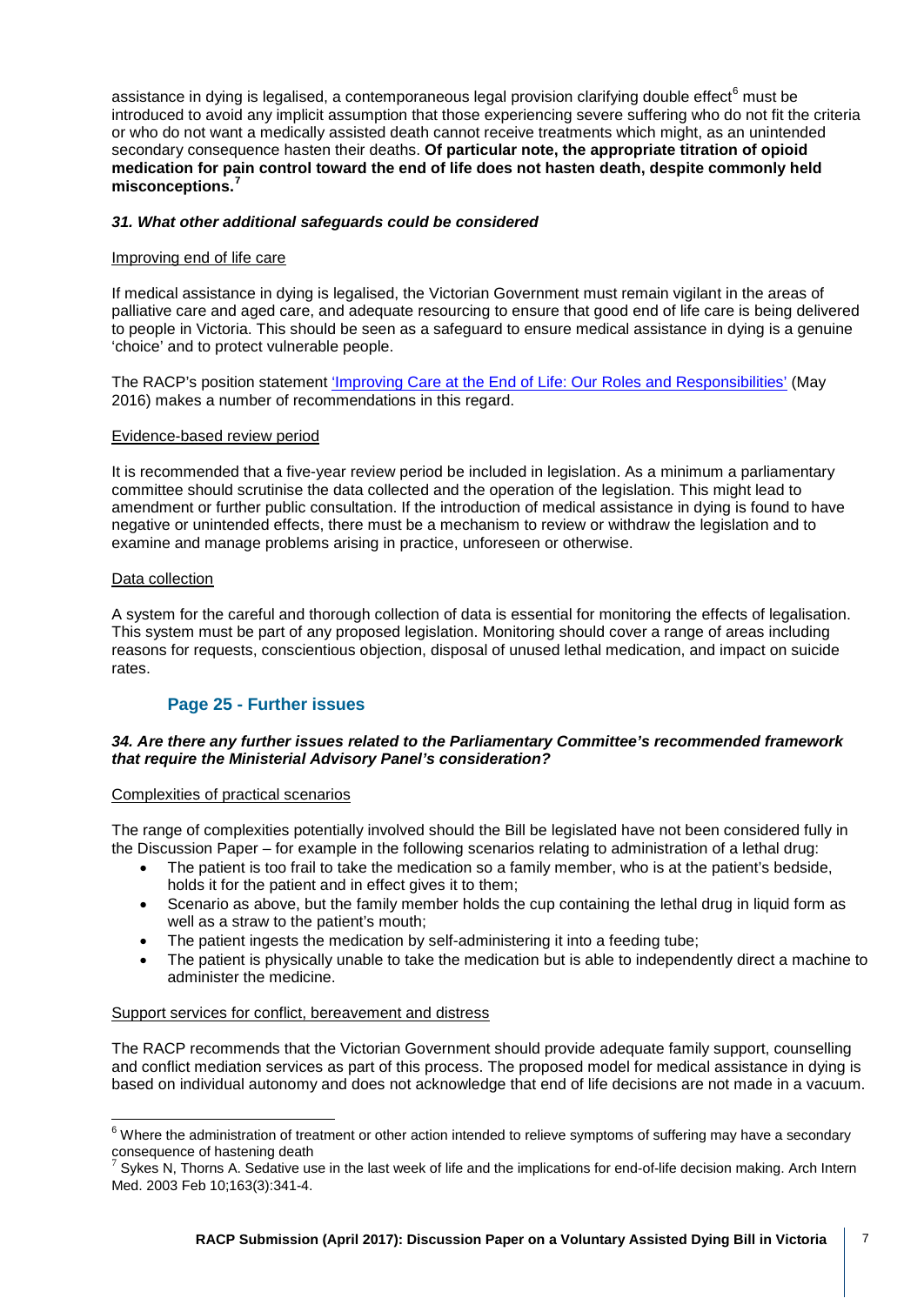assistance in dying is legalised, a contemporaneous legal provision clarifying double effect[6] must be introduced to avoid any implicit assumption that those experiencing severe suffering who do not fit the criteria or who do not want a medically assisted death cannot receive treatments which might, as an unintended secondary consequence hasten their deaths. **Of particular note, the appropriate titration of opioid medication for pain control toward the end of life does not hasten death, despite commonly held misconceptions.[7]**

***31. What other additional safeguards could be considered***

<u>Improving end of life care</u>

If medical assistance in dying is legalised, the Victorian Government must remain vigilant in the areas of palliative care and aged care, and adequate resourcing to ensure that good end of life care is being delivered to people in Victoria. This should be seen as a safeguard to ensure medical assistance in dying is a genuine 'choice' and to protect vulnerable people.

The RACP's position statement 'Improving Care at the End of Life: Our Roles and Responsibilities' (May 2016) makes a number of recommendations in this regard.

<u>Evidence-based review period</u>

It is recommended that a five-year review period be included in legislation. As a minimum a parliamentary committee should scrutinise the data collected and the operation of the legislation. This might lead to amendment or further public consultation. If the introduction of medical assistance in dying is found to have negative or unintended effects, there must be a mechanism to review or withdraw the legislation and to examine and manage problems arising in practice, unforeseen or otherwise.

<u>Data collection</u>

A system for the careful and thorough collection of data is essential for monitoring the effects of legalisation. This system must be part of any proposed legislation. Monitoring should cover a range of areas including reasons for requests, conscientious objection, disposal of unused lethal medication, and impact on suicide rates.

## Page 25 - Further issues

***34. Are there any further issues related to the Parliamentary Committee's recommended framework that require the Ministerial Advisory Panel's consideration?***

<u>Complexities of practical scenarios</u>

The range of complexities potentially involved should the Bill be legislated have not been considered fully in the Discussion Paper – for example in the following scenarios relating to administration of a lethal drug:

- The patient is too frail to take the medication so a family member, who is at the patient's bedside, holds it for the patient and in effect gives it to them;
- Scenario as above, but the family member holds the cup containing the lethal drug in liquid form as well as a straw to the patient's mouth;
- The patient ingests the medication by self-administering it into a feeding tube;
- The patient is physically unable to take the medication but is able to independently direct a machine to administer the medicine.

<u>Support services for conflict, bereavement and distress</u>

The RACP recommends that the Victorian Government should provide adequate family support, counselling and conflict mediation services as part of this process. The proposed model for medical assistance in dying is based on individual autonomy and does not acknowledge that end of life decisions are not made in a vacuum.

---

[6] Where the administration of treatment or other action intended to relieve symptoms of suffering may have a secondary consequence of hastening death

[7] Sykes N, Thorns A. Sedative use in the last week of life and the implications for end-of-life decision making. Arch Intern Med. 2003 Feb 10;163(3):341-4.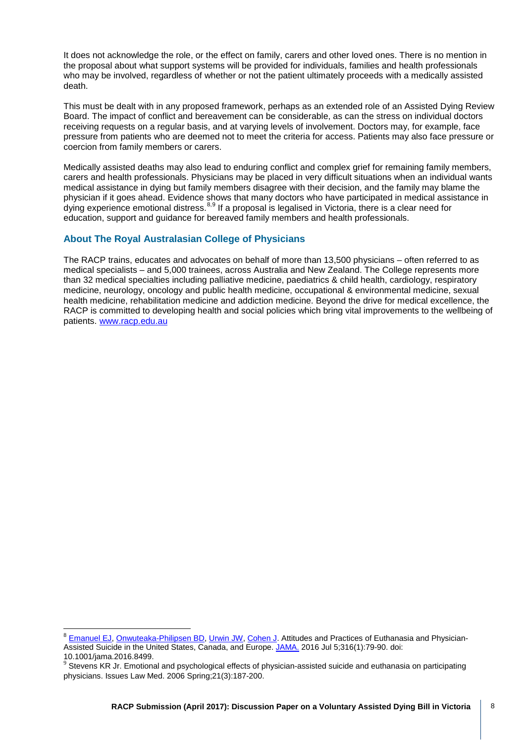It does not acknowledge the role, or the effect on family, carers and other loved ones. There is no mention in the proposal about what support systems will be provided for individuals, families and health professionals who may be involved, regardless of whether or not the patient ultimately proceeds with a medically assisted death.

This must be dealt with in any proposed framework, perhaps as an extended role of an Assisted Dying Review Board. The impact of conflict and bereavement can be considerable, as can the stress on individual doctors receiving requests on a regular basis, and at varying levels of involvement. Doctors may, for example, face pressure from patients who are deemed not to meet the criteria for access. Patients may also face pressure or coercion from family members or carers.

Medically assisted deaths may also lead to enduring conflict and complex grief for remaining family members, carers and health professionals. Physicians may be placed in very difficult situations when an individual wants medical assistance in dying but family members disagree with their decision, and the family may blame the physician if it goes ahead. Evidence shows that many doctors who have participated in medical assistance in dying experience emotional distress.[8,9] If a proposal is legalised in Victoria, there is a clear need for education, support and guidance for bereaved family members and health professionals.

## About The Royal Australasian College of Physicians

The RACP trains, educates and advocates on behalf of more than 13,500 physicians – often referred to as medical specialists – and 5,000 trainees, across Australia and New Zealand. The College represents more than 32 medical specialties including palliative medicine, paediatrics & child health, cardiology, respiratory medicine, neurology, oncology and public health medicine, occupational & environmental medicine, sexual health medicine, rehabilitation medicine and addiction medicine. Beyond the drive for medical excellence, the RACP is committed to developing health and social policies which bring vital improvements to the wellbeing of patients. www.racp.edu.au

---

[8] Emanuel EJ, Onwuteaka-Philipsen BD, Urwin JW, Cohen J. Attitudes and Practices of Euthanasia and Physician-Assisted Suicide in the United States, Canada, and Europe. JAMA. 2016 Jul 5;316(1):79-90. doi: 10.1001/jama.2016.8499.

[9] Stevens KR Jr. Emotional and psychological effects of physician-assisted suicide and euthanasia on participating physicians. Issues Law Med. 2006 Spring;21(3):187-200.